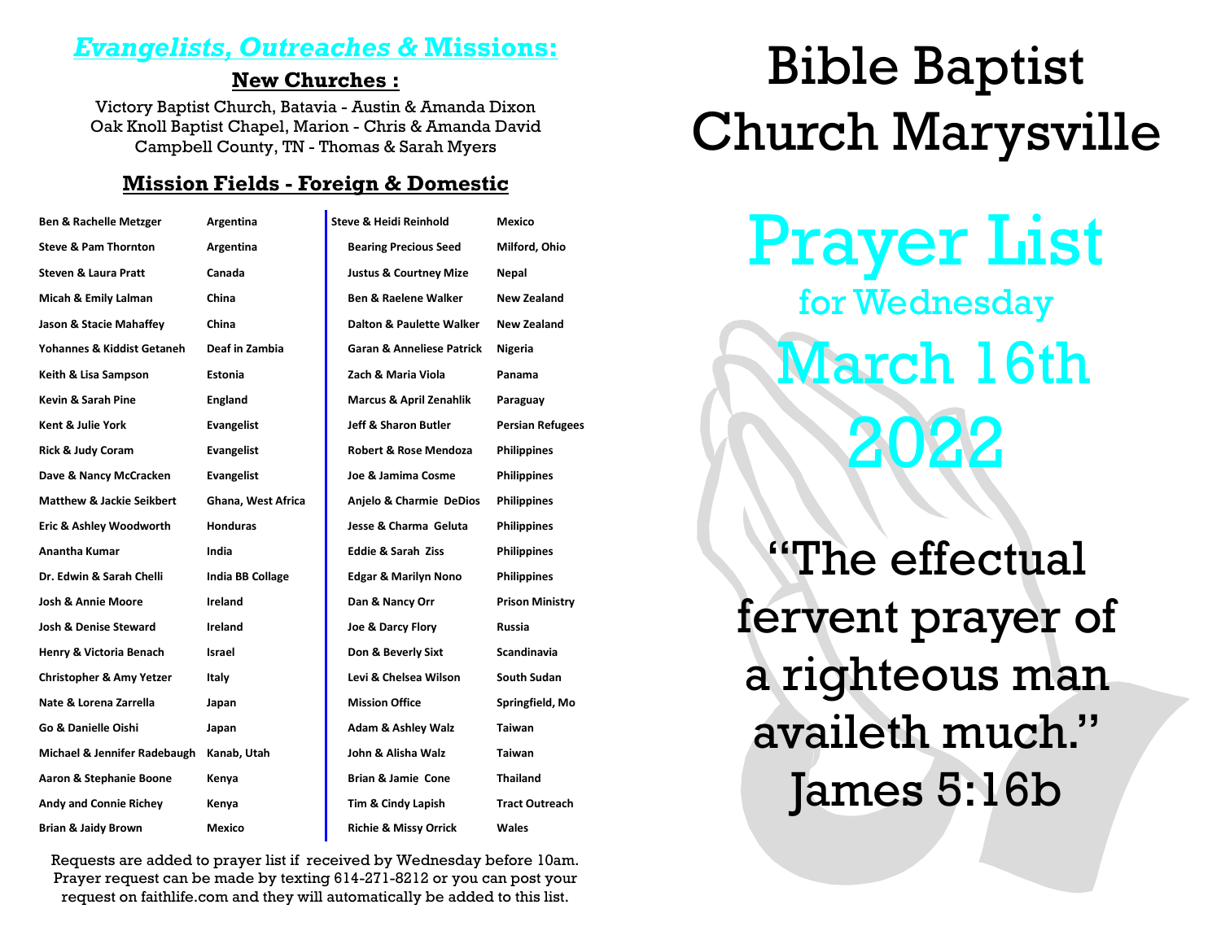## *Evangelists, Outreaches &* Missions:

### New Churches :

Victory Baptist Church, Batavia - Austin & Amanda Dixon
Oak Knoll Baptist Chapel, Marion - Chris & Amanda David
Campbell County, TN - Thomas & Sarah Myers

### Mission Fields - Foreign & Domestic

| | |
|---|---|
| Ben & Rachelle Metzger | Argentina |
| Steve & Pam Thornton | Argentina |
| Steven & Laura Pratt | Canada |
| Micah & Emily Lalman | China |
| Jason & Stacie Mahaffey | China |
| Yohannes & Kiddist Getaneh | Deaf in Zambia |
| Keith & Lisa Sampson | Estonia |
| Kevin & Sarah Pine | England |
| Kent & Julie York | Evangelist |
| Rick & Judy Coram | Evangelist |
| Dave & Nancy McCracken | Evangelist |
| Matthew & Jackie Seikbert | Ghana, West Africa |
| Eric & Ashley Woodworth | Honduras |
| Anantha Kumar | India |
| Dr. Edwin & Sarah Chelli | India BB Collage |
| Josh & Annie Moore | Ireland |
| Josh & Denise Steward | Ireland |
| Henry & Victoria Benach | Israel |
| Christopher & Amy Yetzer | Italy |
| Nate & Lorena Zarrella | Japan |
| Go & Danielle Oishi | Japan |
| Michael & Jennifer Radebaugh | Kanab, Utah |
| Aaron & Stephanie Boone | Kenya |
| Andy and Connie Richey | Kenya |
| Brian & Jaidy Brown | Mexico |
| Steve & Heidi Reinhold | Mexico |
| Bearing Precious Seed | Milford, Ohio |
| Justus & Courtney Mize | Nepal |
| Ben & Raelene Walker | New Zealand |
| Dalton & Paulette Walker | New Zealand |
| Garan & Anneliese Patrick | Nigeria |
| Zach & Maria Viola | Panama |
| Marcus & April Zenahlik | Paraguay |
| Jeff & Sharon Butler | Persian Refugees |
| Robert & Rose Mendoza | Philippines |
| Joe & Jamima Cosme | Philippines |
| Anjelo & Charmie DeDios | Philippines |
| Jesse & Charma Geluta | Philippines |
| Eddie & Sarah Ziss | Philippines |
| Edgar & Marilyn Nono | Philippines |
| Dan & Nancy Orr | Prison Ministry |
| Joe & Darcy Flory | Russia |
| Don & Beverly Sixt | Scandinavia |
| Levi & Chelsea Wilson | South Sudan |
| Mission Office | Springfield, Mo |
| Adam & Ashley Walz | Taiwan |
| John & Alisha Walz | Taiwan |
| Brian & Jamie Cone | Thailand |
| Tim & Cindy Lapish | Tract Outreach |
| Richie & Missy Orrick | Wales |

Requests are added to prayer list if received by Wednesday before 10am. Prayer request can be made by texting 614-271-8212 or you can post your request on faithlife.com and they will automatically be added to this list.

# Bible Baptist Church Marysville

# Prayer List

## for Wednesday March 16th 2022

"The effectual fervent prayer of a righteous man availeth much."
James 5:16b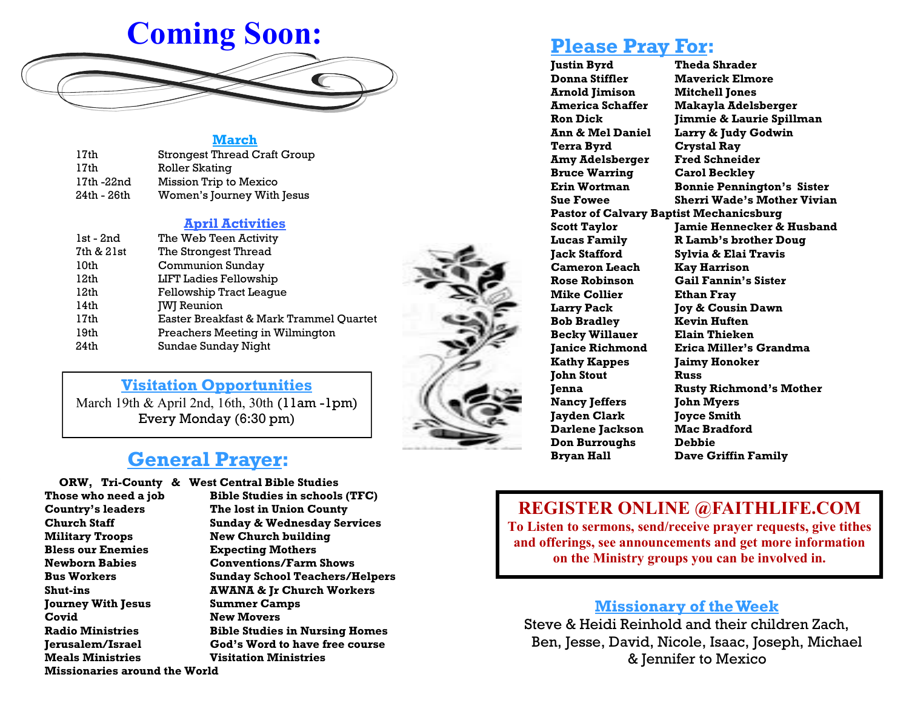# Coming Soon:

## March

| | |
|---|---|
| 17th | Strongest Thread Craft Group |
| 17th | Roller Skating |
| 17th -22nd | Mission Trip to Mexico |
| 24th - 26th | Women's Journey With Jesus |

## April Activities

| | |
|---|---|
| 1st - 2nd | The Web Teen Activity |
| 7th & 21st | The Strongest Thread |
| 10th | Communion Sunday |
| 12th | LIFT Ladies Fellowship |
| 12th | Fellowship Tract League |
| 14th | JWJ Reunion |
| 17th | Easter Breakfast & Mark Trammel Quartet |
| 19th | Preachers Meeting in Wilmington |
| 24th | Sundae Sunday Night |

## Visitation Opportunities

March 19th & April 2nd, 16th, 30th (11am -1pm)
Every Monday (6:30 pm)

## General Prayer:

**ORW, Tri-County & West Central Bible Studies**

| | |
|---|---|
| **Those who need a job** | **Bible Studies in schools (TFC)** |
| **Country's leaders** | **The lost in Union County** |
| **Church Staff** | **Sunday & Wednesday Services** |
| **Military Troops** | **New Church building** |
| **Bless our Enemies** | **Expecting Mothers** |
| **Newborn Babies** | **Conventions/Farm Shows** |
| **Bus Workers** | **Sunday School Teachers/Helpers** |
| **Shut-ins** | **AWANA & Jr Church Workers** |
| **Journey With Jesus** | **Summer Camps** |
| **Covid** | **New Movers** |
| **Radio Ministries** | **Bible Studies in Nursing Homes** |
| **Jerusalem/Israel** | **God's Word to have free course** |
| **Meals Ministries** | **Visitation Ministries** |

**Missionaries around the World**

## Please Pray For:

| | |
|---|---|
| **Justin Byrd** | **Theda Shrader** |
| **Donna Stiffler** | **Maverick Elmore** |
| **Arnold Jimison** | **Mitchell Jones** |
| **America Schaffer** | **Makayla Adelsberger** |
| **Ron Dick** | **Jimmie & Laurie Spillman** |
| **Ann & Mel Daniel** | **Larry & Judy Godwin** |
| **Terra Byrd** | **Crystal Ray** |
| **Amy Adelsberger** | **Fred Schneider** |
| **Bruce Warring** | **Carol Beckley** |
| **Erin Wortman** | **Bonnie Pennington's Sister** |
| **Sue Fowee** | **Sherri Wade's Mother Vivian** |

**Pastor of Calvary Baptist Mechanicsburg**

| | |
|---|---|
| **Scott Taylor** | **Jamie Hennecker & Husband** |
| **Lucas Family** | **R Lamb's brother Doug** |
| **Jack Stafford** | **Sylvia & Elai Travis** |
| **Cameron Leach** | **Kay Harrison** |
| **Rose Robinson** | **Gail Fannin's Sister** |
| **Mike Collier** | **Ethan Fray** |
| **Larry Pack** | **Joy & Cousin Dawn** |
| **Bob Bradley** | **Kevin Huften** |
| **Becky Willauer** | **Elain Thieken** |
| **Janice Richmond** | **Erica Miller's Grandma** |
| **Kathy Kappes** | **Jaimy Honoker** |
| **John Stout** | **Russ** |
| **Jenna** | **Rusty Richmond's Mother** |
| **Nancy Jeffers** | **John Myers** |
| **Jayden Clark** | **Joyce Smith** |
| **Darlene Jackson** | **Mac Bradford** |
| **Don Burroughs** | **Debbie** |
| **Bryan Hall** | **Dave Griffin Family** |

**REGISTER ONLINE @FAITHLIFE.COM**

**To Listen to sermons, send/receive prayer requests, give tithes and offerings, see announcements and get more information on the Ministry groups you can be involved in.**

## Missionary of the Week

Steve & Heidi Reinhold and their children Zach, Ben, Jesse, David, Nicole, Isaac, Joseph, Michael & Jennifer to Mexico